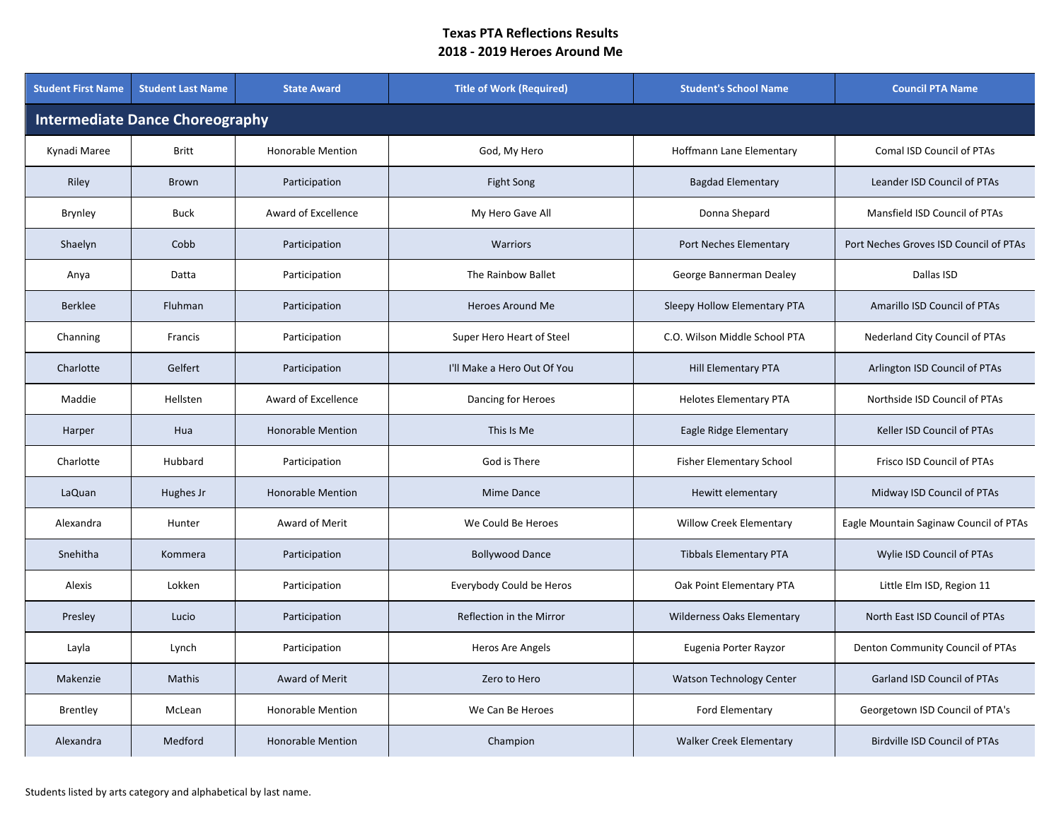# Texas PTA Reflections Results
## 2018 - 2019 Heroes Around Me

| Student First Name | Student Last Name | State Award | Title of Work (Required) | Student's School Name | Council PTA Name |
|---|---|---|---|---|---|
| **Intermediate Dance Choreography** | | | | | |
| Kynadi Maree | Britt | Honorable Mention | God, My Hero | Hoffmann Lane Elementary | Comal ISD Council of PTAs |
| Riley | Brown | Participation | Fight Song | Bagdad Elementary | Leander ISD Council of PTAs |
| Brynley | Buck | Award of Excellence | My Hero Gave All | Donna Shepard | Mansfield ISD Council of PTAs |
| Shaelyn | Cobb | Participation | Warriors | Port Neches Elementary | Port Neches Groves ISD Council of PTAs |
| Anya | Datta | Participation | The Rainbow Ballet | George Bannerman Dealey | Dallas ISD |
| Berklee | Fluhman | Participation | Heroes Around Me | Sleepy Hollow Elementary PTA | Amarillo ISD Council of PTAs |
| Channing | Francis | Participation | Super Hero Heart of Steel | C.O. Wilson Middle School PTA | Nederland City Council of PTAs |
| Charlotte | Gelfert | Participation | I'll Make a Hero Out Of You | Hill Elementary PTA | Arlington ISD Council of PTAs |
| Maddie | Hellsten | Award of Excellence | Dancing for Heroes | Helotes Elementary PTA | Northside ISD Council of PTAs |
| Harper | Hua | Honorable Mention | This Is Me | Eagle Ridge Elementary | Keller ISD Council of PTAs |
| Charlotte | Hubbard | Participation | God is There | Fisher Elementary School | Frisco ISD Council of PTAs |
| LaQuan | Hughes Jr | Honorable Mention | Mime Dance | Hewitt elementary | Midway ISD Council of PTAs |
| Alexandra | Hunter | Award of Merit | We Could Be Heroes | Willow Creek Elementary | Eagle Mountain Saginaw Council of PTAs |
| Snehitha | Kommera | Participation | Bollywood Dance | Tibbals Elementary PTA | Wylie ISD Council of PTAs |
| Alexis | Lokken | Participation | Everybody Could be Heros | Oak Point Elementary PTA | Little Elm ISD, Region 11 |
| Presley | Lucio | Participation | Reflection in the Mirror | Wilderness Oaks Elementary | North East ISD Council of PTAs |
| Layla | Lynch | Participation | Heros Are Angels | Eugenia Porter Rayzor | Denton Community Council of PTAs |
| Makenzie | Mathis | Award of Merit | Zero to Hero | Watson Technology Center | Garland ISD Council of PTAs |
| Brentley | McLean | Honorable Mention | We Can Be Heroes | Ford Elementary | Georgetown ISD Council of PTA's |
| Alexandra | Medford | Honorable Mention | Champion | Walker Creek Elementary | Birdville ISD Council of PTAs |

Students listed by arts category and alphabetical by last name.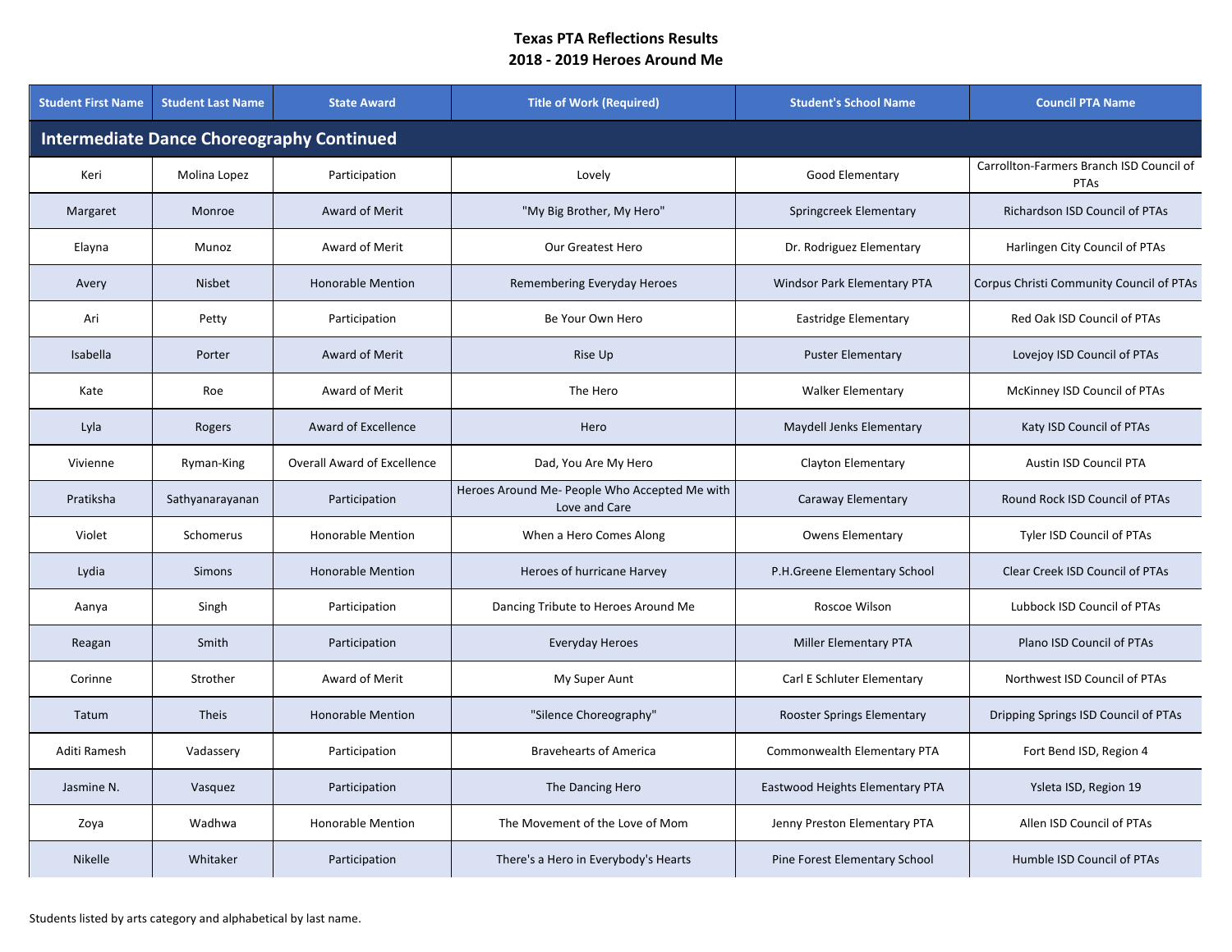# Texas PTA Reflections Results
## 2018 - 2019 Heroes Around Me

| Student First Name | Student Last Name | State Award | Title of Work (Required) | Student's School Name | Council PTA Name |
|---|---|---|---|---|---|
| **Intermediate Dance Choreography Continued** | | | | | |
| Keri | Molina Lopez | Participation | Lovely | Good Elementary | Carrollton-Farmers Branch ISD Council of PTAs |
| Margaret | Monroe | Award of Merit | "My Big Brother, My Hero" | Springcreek Elementary | Richardson ISD Council of PTAs |
| Elayna | Munoz | Award of Merit | Our Greatest Hero | Dr. Rodriguez Elementary | Harlingen City Council of PTAs |
| Avery | Nisbet | Honorable Mention | Remembering Everyday Heroes | Windsor Park Elementary PTA | Corpus Christi Community Council of PTAs |
| Ari | Petty | Participation | Be Your Own Hero | Eastridge Elementary | Red Oak ISD Council of PTAs |
| Isabella | Porter | Award of Merit | Rise Up | Puster Elementary | Lovejoy ISD Council of PTAs |
| Kate | Roe | Award of Merit | The Hero | Walker Elementary | McKinney ISD Council of PTAs |
| Lyla | Rogers | Award of Excellence | Hero | Maydell Jenks Elementary | Katy ISD Council of PTAs |
| Vivienne | Ryman-King | Overall Award of Excellence | Dad, You Are My Hero | Clayton Elementary | Austin ISD Council PTA |
| Pratiksha | Sathyanarayanan | Participation | Heroes Around Me- People Who Accepted Me with Love and Care | Caraway Elementary | Round Rock ISD Council of PTAs |
| Violet | Schomerus | Honorable Mention | When a Hero Comes Along | Owens Elementary | Tyler ISD Council of PTAs |
| Lydia | Simons | Honorable Mention | Heroes of hurricane Harvey | P.H.Greene Elementary School | Clear Creek ISD Council of PTAs |
| Aanya | Singh | Participation | Dancing Tribute to Heroes Around Me | Roscoe Wilson | Lubbock ISD Council of PTAs |
| Reagan | Smith | Participation | Everyday Heroes | Miller Elementary PTA | Plano ISD Council of PTAs |
| Corinne | Strother | Award of Merit | My Super Aunt | Carl E Schluter Elementary | Northwest ISD Council of PTAs |
| Tatum | Theis | Honorable Mention | "Silence Choreography" | Rooster Springs Elementary | Dripping Springs ISD Council of PTAs |
| Aditi Ramesh | Vadassery | Participation | Bravehearts of America | Commonwealth Elementary PTA | Fort Bend ISD, Region 4 |
| Jasmine N. | Vasquez | Participation | The Dancing Hero | Eastwood Heights Elementary PTA | Ysleta ISD, Region 19 |
| Zoya | Wadhwa | Honorable Mention | The Movement of the Love of Mom | Jenny Preston Elementary PTA | Allen ISD Council of PTAs |
| Nikelle | Whitaker | Participation | There's a Hero in Everybody's Hearts | Pine Forest Elementary School | Humble ISD Council of PTAs |

Students listed by arts category and alphabetical by last name.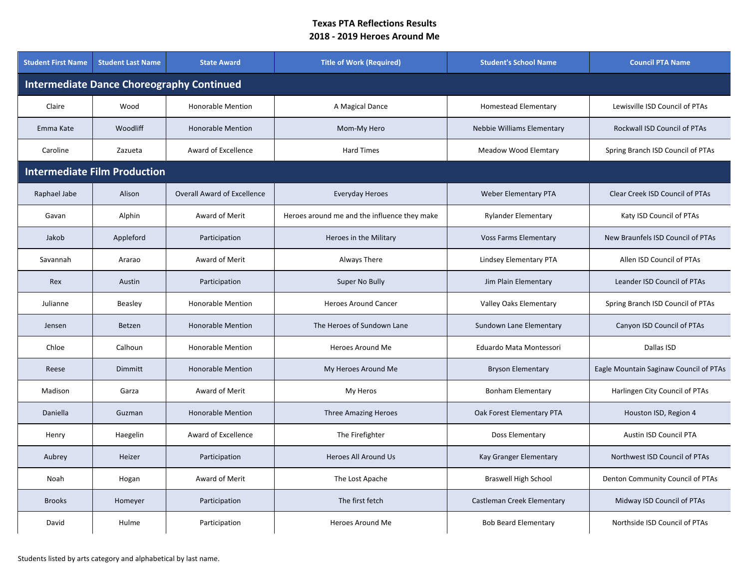**Texas PTA Reflections Results**
**2018 - 2019 Heroes Around Me**

| Student First Name | Student Last Name | State Award | Title of Work (Required) | Student's School Name | Council PTA Name |
|---|---|---|---|---|---|
| **Intermediate Dance Choreography Continued** | | | | | |
| Claire | Wood | Honorable Mention | A Magical Dance | Homestead Elementary | Lewisville ISD Council of PTAs |
| Emma Kate | Woodliff | Honorable Mention | Mom-My Hero | Nebbie Williams Elementary | Rockwall ISD Council of PTAs |
| Caroline | Zazueta | Award of Excellence | Hard Times | Meadow Wood Elemtary | Spring Branch ISD Council of PTAs |
| **Intermediate Film Production** | | | | | |
| Raphael Jabe | Alison | Overall Award of Excellence | Everyday Heroes | Weber Elementary PTA | Clear Creek ISD Council of PTAs |
| Gavan | Alphin | Award of Merit | Heroes around me and the influence they make | Rylander Elementary | Katy ISD Council of PTAs |
| Jakob | Appleford | Participation | Heroes in the Military | Voss Farms Elementary | New Braunfels ISD Council of PTAs |
| Savannah | Ararao | Award of Merit | Always There | Lindsey Elementary PTA | Allen ISD Council of PTAs |
| Rex | Austin | Participation | Super No Bully | Jim Plain Elementary | Leander ISD Council of PTAs |
| Julianne | Beasley | Honorable Mention | Heroes Around Cancer | Valley Oaks Elementary | Spring Branch ISD Council of PTAs |
| Jensen | Betzen | Honorable Mention | The Heroes of Sundown Lane | Sundown Lane Elementary | Canyon ISD Council of PTAs |
| Chloe | Calhoun | Honorable Mention | Heroes Around Me | Eduardo Mata Montessori | Dallas ISD |
| Reese | Dimmitt | Honorable Mention | My Heroes Around Me | Bryson Elementary | Eagle Mountain Saginaw Council of PTAs |
| Madison | Garza | Award of Merit | My Heros | Bonham Elementary | Harlingen City Council of PTAs |
| Daniella | Guzman | Honorable Mention | Three Amazing Heroes | Oak Forest Elementary PTA | Houston ISD, Region 4 |
| Henry | Haegelin | Award of Excellence | The Firefighter | Doss Elementary | Austin ISD Council PTA |
| Aubrey | Heizer | Participation | Heroes All Around Us | Kay Granger Elementary | Northwest ISD Council of PTAs |
| Noah | Hogan | Award of Merit | The Lost Apache | Braswell High School | Denton Community Council of PTAs |
| Brooks | Homeyer | Participation | The first fetch | Castleman Creek Elementary | Midway ISD Council of PTAs |
| David | Hulme | Participation | Heroes Around Me | Bob Beard Elementary | Northside ISD Council of PTAs |

Students listed by arts category and alphabetical by last name.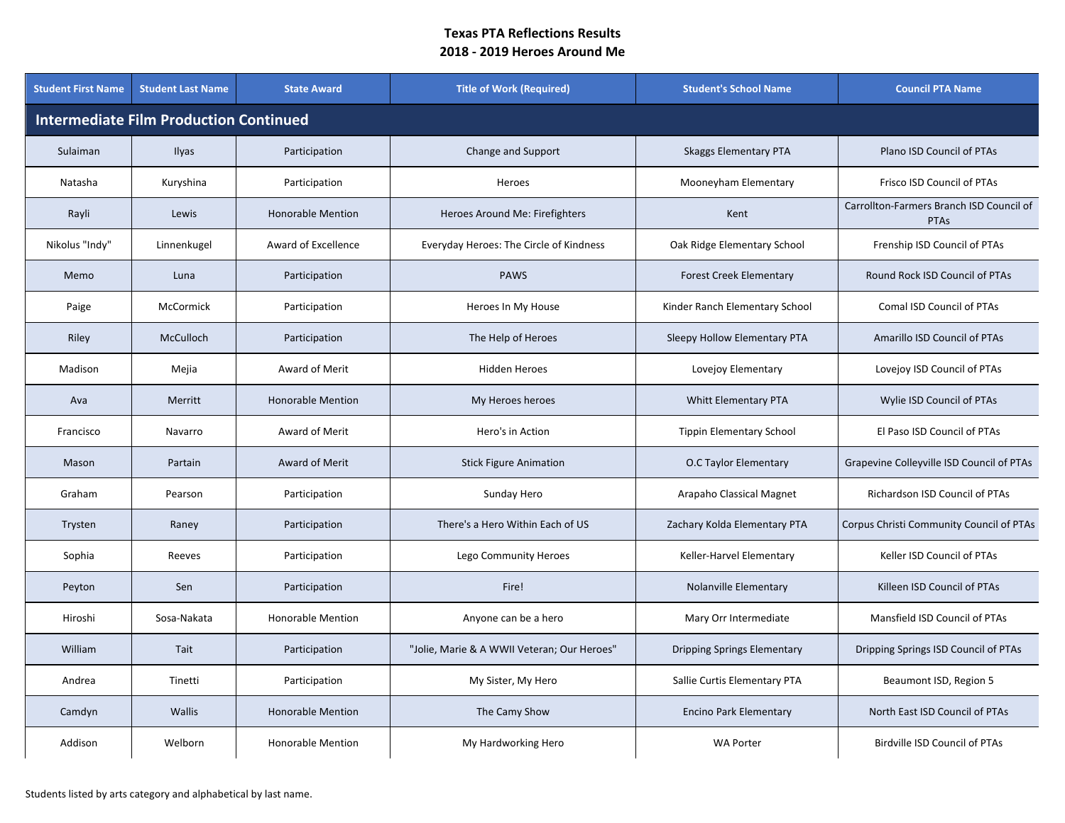**Texas PTA Reflections Results**
**2018 - 2019 Heroes Around Me**

| Student First Name | Student Last Name | State Award | Title of Work (Required) | Student's School Name | Council PTA Name |
|---|---|---|---|---|---|
| **Intermediate Film Production Continued** | | | | | |
| Sulaiman | Ilyas | Participation | Change and Support | Skaggs Elementary PTA | Plano ISD Council of PTAs |
| Natasha | Kuryshina | Participation | Heroes | Mooneyham Elementary | Frisco ISD Council of PTAs |
| Rayli | Lewis | Honorable Mention | Heroes Around Me: Firefighters | Kent | Carrollton-Farmers Branch ISD Council of PTAs |
| Nikolus "Indy" | Linnenkugel | Award of Excellence | Everyday Heroes: The Circle of Kindness | Oak Ridge Elementary School | Frenship ISD Council of PTAs |
| Memo | Luna | Participation | PAWS | Forest Creek Elementary | Round Rock ISD Council of PTAs |
| Paige | McCormick | Participation | Heroes In My House | Kinder Ranch Elementary School | Comal ISD Council of PTAs |
| Riley | McCulloch | Participation | The Help of Heroes | Sleepy Hollow Elementary PTA | Amarillo ISD Council of PTAs |
| Madison | Mejia | Award of Merit | Hidden Heroes | Lovejoy Elementary | Lovejoy ISD Council of PTAs |
| Ava | Merritt | Honorable Mention | My Heroes heroes | Whitt Elementary PTA | Wylie ISD Council of PTAs |
| Francisco | Navarro | Award of Merit | Hero's in Action | Tippin Elementary School | El Paso ISD Council of PTAs |
| Mason | Partain | Award of Merit | Stick Figure Animation | O.C Taylor Elementary | Grapevine Colleyville ISD Council of PTAs |
| Graham | Pearson | Participation | Sunday Hero | Arapaho Classical Magnet | Richardson ISD Council of PTAs |
| Trysten | Raney | Participation | There's a Hero Within Each of US | Zachary Kolda Elementary PTA | Corpus Christi Community Council of PTAs |
| Sophia | Reeves | Participation | Lego Community Heroes | Keller-Harvel Elementary | Keller ISD Council of PTAs |
| Peyton | Sen | Participation | Fire! | Nolanville Elementary | Killeen ISD Council of PTAs |
| Hiroshi | Sosa-Nakata | Honorable Mention | Anyone can be a hero | Mary Orr Intermediate | Mansfield ISD Council of PTAs |
| William | Tait | Participation | "Jolie, Marie & A WWII Veteran; Our Heroes" | Dripping Springs Elementary | Dripping Springs ISD Council of PTAs |
| Andrea | Tinetti | Participation | My Sister, My Hero | Sallie Curtis Elementary PTA | Beaumont ISD, Region 5 |
| Camdyn | Wallis | Honorable Mention | The Camy Show | Encino Park Elementary | North East ISD Council of PTAs |
| Addison | Welborn | Honorable Mention | My Hardworking Hero | WA Porter | Birdville ISD Council of PTAs |

Students listed by arts category and alphabetical by last name.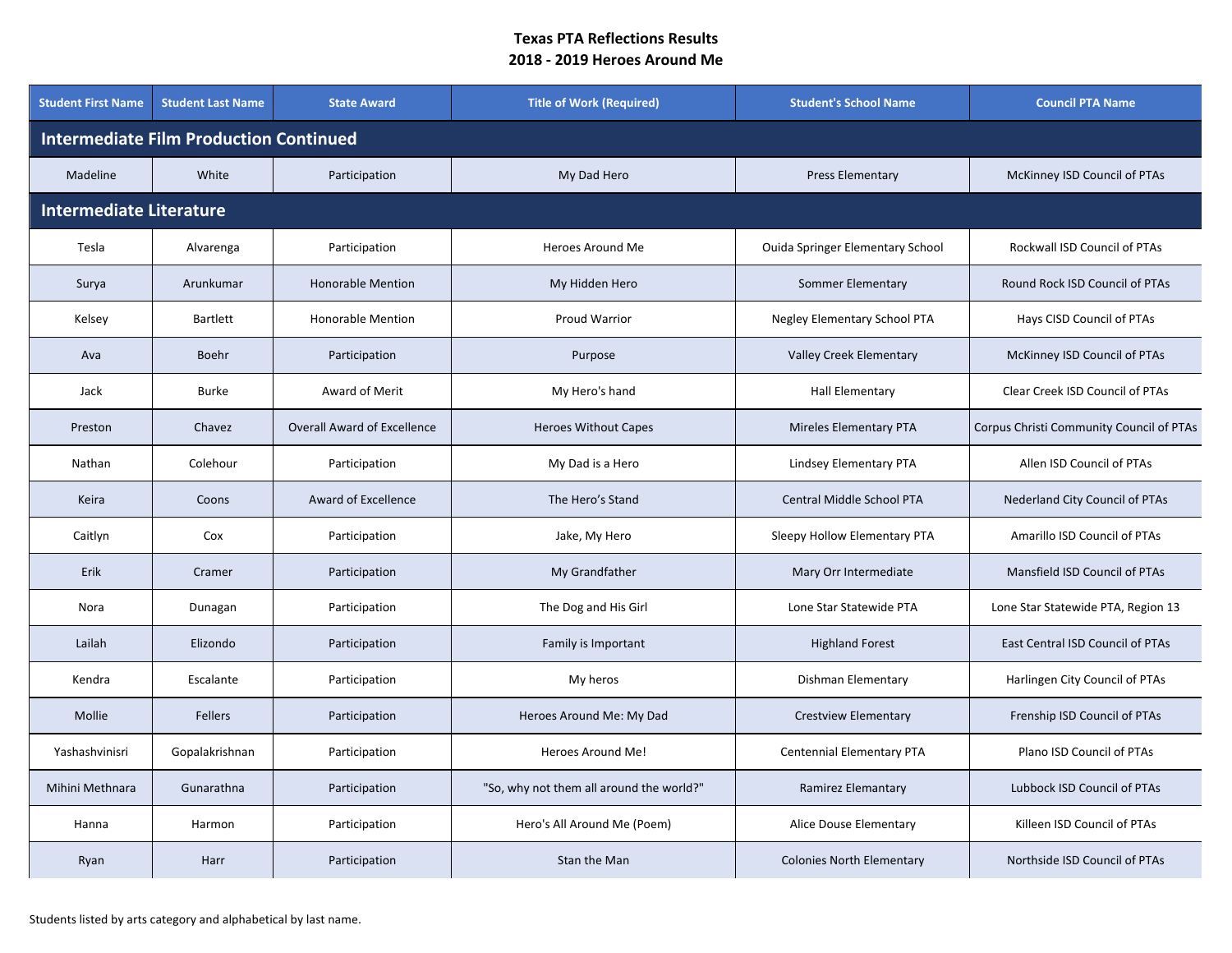**Texas PTA Reflections Results**
**2018 - 2019 Heroes Around Me**

| Student First Name | Student Last Name | State Award | Title of Work (Required) | Student's School Name | Council PTA Name |
|---|---|---|---|---|---|
| **Intermediate Film Production Continued** | | | | | |
| Madeline | White | Participation | My Dad Hero | Press Elementary | McKinney ISD Council of PTAs |
| **Intermediate Literature** | | | | | |
| Tesla | Alvarenga | Participation | Heroes Around Me | Ouida Springer Elementary School | Rockwall ISD Council of PTAs |
| Surya | Arunkumar | Honorable Mention | My Hidden Hero | Sommer Elementary | Round Rock ISD Council of PTAs |
| Kelsey | Bartlett | Honorable Mention | Proud Warrior | Negley Elementary School PTA | Hays CISD Council of PTAs |
| Ava | Boehr | Participation | Purpose | Valley Creek Elementary | McKinney ISD Council of PTAs |
| Jack | Burke | Award of Merit | My Hero's hand | Hall Elementary | Clear Creek ISD Council of PTAs |
| Preston | Chavez | Overall Award of Excellence | Heroes Without Capes | Mireles Elementary PTA | Corpus Christi Community Council of PTAs |
| Nathan | Colehour | Participation | My Dad is a Hero | Lindsey Elementary PTA | Allen ISD Council of PTAs |
| Keira | Coons | Award of Excellence | The Hero’s Stand | Central Middle School PTA | Nederland City Council of PTAs |
| Caitlyn | Cox | Participation | Jake, My Hero | Sleepy Hollow Elementary PTA | Amarillo ISD Council of PTAs |
| Erik | Cramer | Participation | My Grandfather | Mary Orr Intermediate | Mansfield ISD Council of PTAs |
| Nora | Dunagan | Participation | The Dog and His Girl | Lone Star Statewide PTA | Lone Star Statewide PTA, Region 13 |
| Lailah | Elizondo | Participation | Family is Important | Highland Forest | East Central ISD Council of PTAs |
| Kendra | Escalante | Participation | My heros | Dishman Elementary | Harlingen City Council of PTAs |
| Mollie | Fellers | Participation | Heroes Around Me: My Dad | Crestview Elementary | Frenship ISD Council of PTAs |
| Yashashvinisri | Gopalakrishnan | Participation | Heroes Around Me! | Centennial Elementary PTA | Plano ISD Council of PTAs |
| Mihini Methnara | Gunarathna | Participation | "So, why not them all around the world?" | Ramirez Elemantary | Lubbock ISD Council of PTAs |
| Hanna | Harmon | Participation | Hero's All Around Me (Poem) | Alice Douse Elementary | Killeen ISD Council of PTAs |
| Ryan | Harr | Participation | Stan the Man | Colonies North Elementary | Northside ISD Council of PTAs |

Students listed by arts category and alphabetical by last name.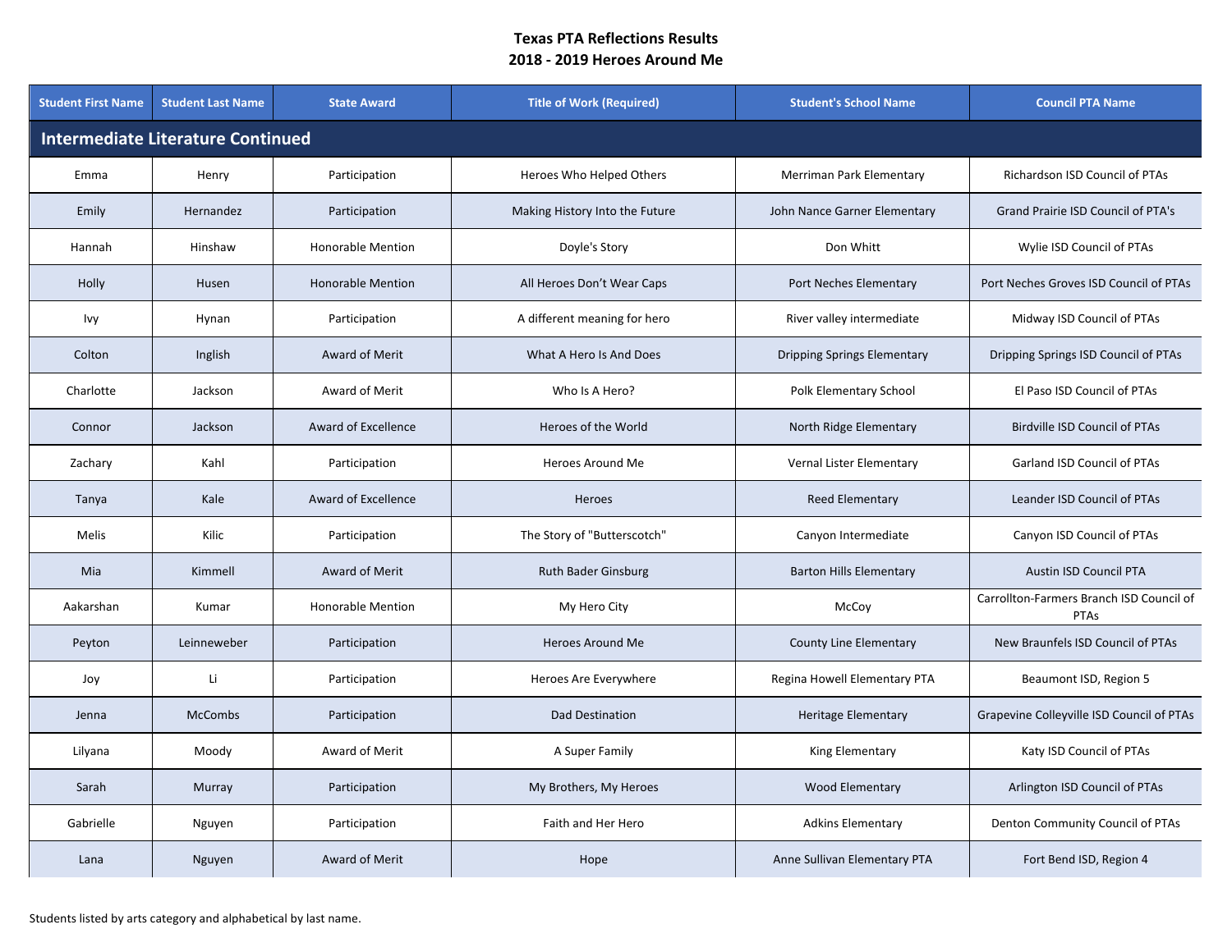# Texas PTA Reflections Results
## 2018 - 2019 Heroes Around Me

| Student First Name | Student Last Name | State Award | Title of Work (Required) | Student's School Name | Council PTA Name |
|---|---|---|---|---|---|
| **Intermediate Literature Continued** | | | | | |
| Emma | Henry | Participation | Heroes Who Helped Others | Merriman Park Elementary | Richardson ISD Council of PTAs |
| Emily | Hernandez | Participation | Making History Into the Future | John Nance Garner Elementary | Grand Prairie ISD Council of PTA's |
| Hannah | Hinshaw | Honorable Mention | Doyle's Story | Don Whitt | Wylie ISD Council of PTAs |
| Holly | Husen | Honorable Mention | All Heroes Don't Wear Caps | Port Neches Elementary | Port Neches Groves ISD Council of PTAs |
| Ivy | Hynan | Participation | A different meaning for hero | River valley intermediate | Midway ISD Council of PTAs |
| Colton | Inglish | Award of Merit | What A Hero Is And Does | Dripping Springs Elementary | Dripping Springs ISD Council of PTAs |
| Charlotte | Jackson | Award of Merit | Who Is A Hero? | Polk Elementary School | El Paso ISD Council of PTAs |
| Connor | Jackson | Award of Excellence | Heroes of the World | North Ridge Elementary | Birdville ISD Council of PTAs |
| Zachary | Kahl | Participation | Heroes Around Me | Vernal Lister Elementary | Garland ISD Council of PTAs |
| Tanya | Kale | Award of Excellence | Heroes | Reed Elementary | Leander ISD Council of PTAs |
| Melis | Kilic | Participation | The Story of "Butterscotch" | Canyon Intermediate | Canyon ISD Council of PTAs |
| Mia | Kimmell | Award of Merit | Ruth Bader Ginsburg | Barton Hills Elementary | Austin ISD Council PTA |
| Aakarshan | Kumar | Honorable Mention | My Hero City | McCoy | Carrollton-Farmers Branch ISD Council of PTAs |
| Peyton | Leinneweber | Participation | Heroes Around Me | County Line Elementary | New Braunfels ISD Council of PTAs |
| Joy | Li | Participation | Heroes Are Everywhere | Regina Howell Elementary PTA | Beaumont ISD, Region 5 |
| Jenna | McCombs | Participation | Dad Destination | Heritage Elementary | Grapevine Colleyville ISD Council of PTAs |
| Lilyana | Moody | Award of Merit | A Super Family | King Elementary | Katy ISD Council of PTAs |
| Sarah | Murray | Participation | My Brothers, My Heroes | Wood Elementary | Arlington ISD Council of PTAs |
| Gabrielle | Nguyen | Participation | Faith and Her Hero | Adkins Elementary | Denton Community Council of PTAs |
| Lana | Nguyen | Award of Merit | Hope | Anne Sullivan Elementary PTA | Fort Bend ISD, Region 4 |

Students listed by arts category and alphabetical by last name.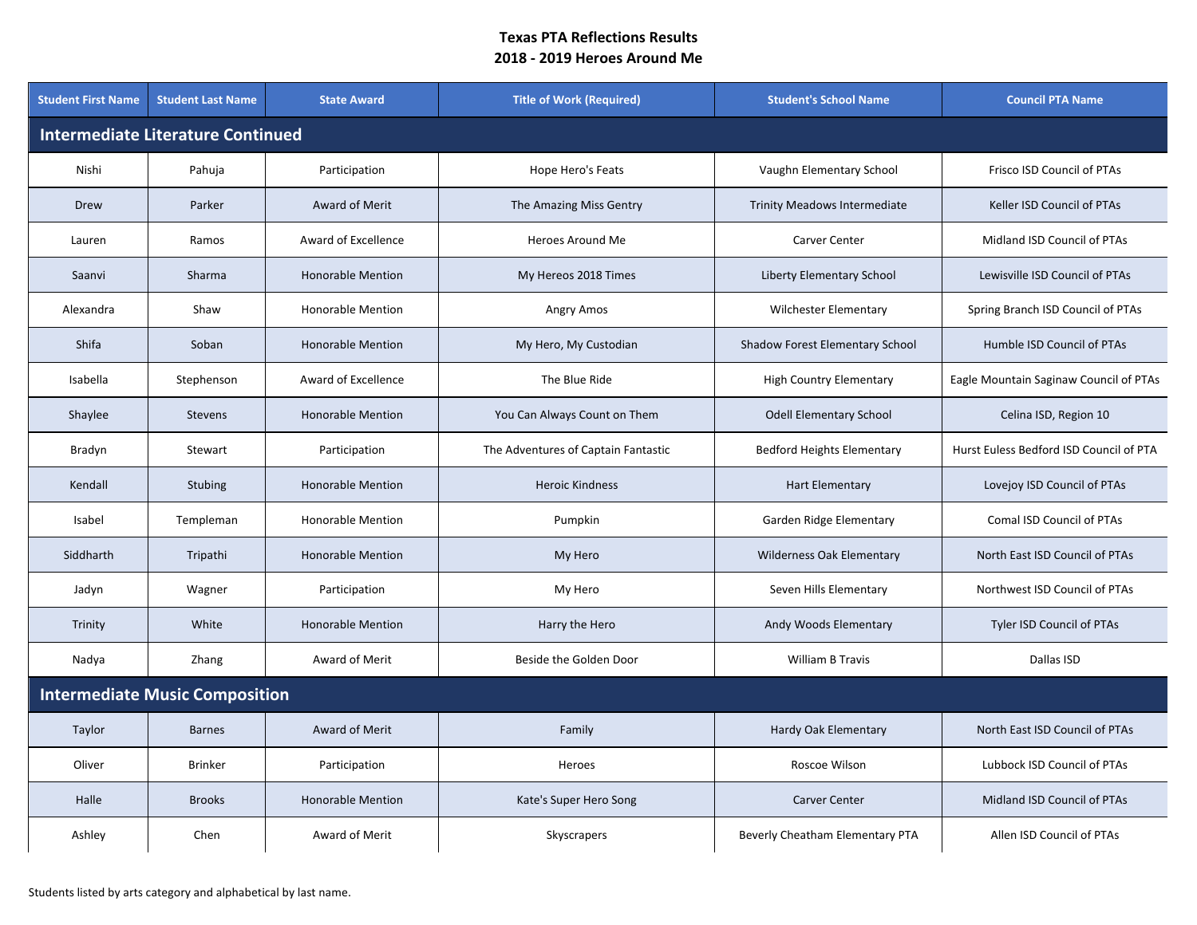**Texas PTA Reflections Results**
**2018 - 2019 Heroes Around Me**

| Student First Name | Student Last Name | State Award | Title of Work (Required) | Student's School Name | Council PTA Name |
|---|---|---|---|---|---|
| **Intermediate Literature Continued** | | | | | |
| Nishi | Pahuja | Participation | Hope Hero's Feats | Vaughn Elementary School | Frisco ISD Council of PTAs |
| Drew | Parker | Award of Merit | The Amazing Miss Gentry | Trinity Meadows Intermediate | Keller ISD Council of PTAs |
| Lauren | Ramos | Award of Excellence | Heroes Around Me | Carver Center | Midland ISD Council of PTAs |
| Saanvi | Sharma | Honorable Mention | My Hereos 2018 Times | Liberty Elementary School | Lewisville ISD Council of PTAs |
| Alexandra | Shaw | Honorable Mention | Angry Amos | Wilchester Elementary | Spring Branch ISD Council of PTAs |
| Shifa | Soban | Honorable Mention | My Hero, My Custodian | Shadow Forest Elementary School | Humble ISD Council of PTAs |
| Isabella | Stephenson | Award of Excellence | The Blue Ride | High Country Elementary | Eagle Mountain Saginaw Council of PTAs |
| Shaylee | Stevens | Honorable Mention | You Can Always Count on Them | Odell Elementary School | Celina ISD, Region 10 |
| Bradyn | Stewart | Participation | The Adventures of Captain Fantastic | Bedford Heights Elementary | Hurst Euless Bedford ISD Council of PTA |
| Kendall | Stubing | Honorable Mention | Heroic Kindness | Hart Elementary | Lovejoy ISD Council of PTAs |
| Isabel | Templeman | Honorable Mention | Pumpkin | Garden Ridge Elementary | Comal ISD Council of PTAs |
| Siddharth | Tripathi | Honorable Mention | My Hero | Wilderness Oak Elementary | North East ISD Council of PTAs |
| Jadyn | Wagner | Participation | My Hero | Seven Hills Elementary | Northwest ISD Council of PTAs |
| Trinity | White | Honorable Mention | Harry the Hero | Andy Woods Elementary | Tyler ISD Council of PTAs |
| Nadya | Zhang | Award of Merit | Beside the Golden Door | William B Travis | Dallas ISD |
| **Intermediate Music Composition** | | | | | |
| Taylor | Barnes | Award of Merit | Family | Hardy Oak Elementary | North East ISD Council of PTAs |
| Oliver | Brinker | Participation | Heroes | Roscoe Wilson | Lubbock ISD Council of PTAs |
| Halle | Brooks | Honorable Mention | Kate's Super Hero Song | Carver Center | Midland ISD Council of PTAs |
| Ashley | Chen | Award of Merit | Skyscrapers | Beverly Cheatham Elementary PTA | Allen ISD Council of PTAs |

Students listed by arts category and alphabetical by last name.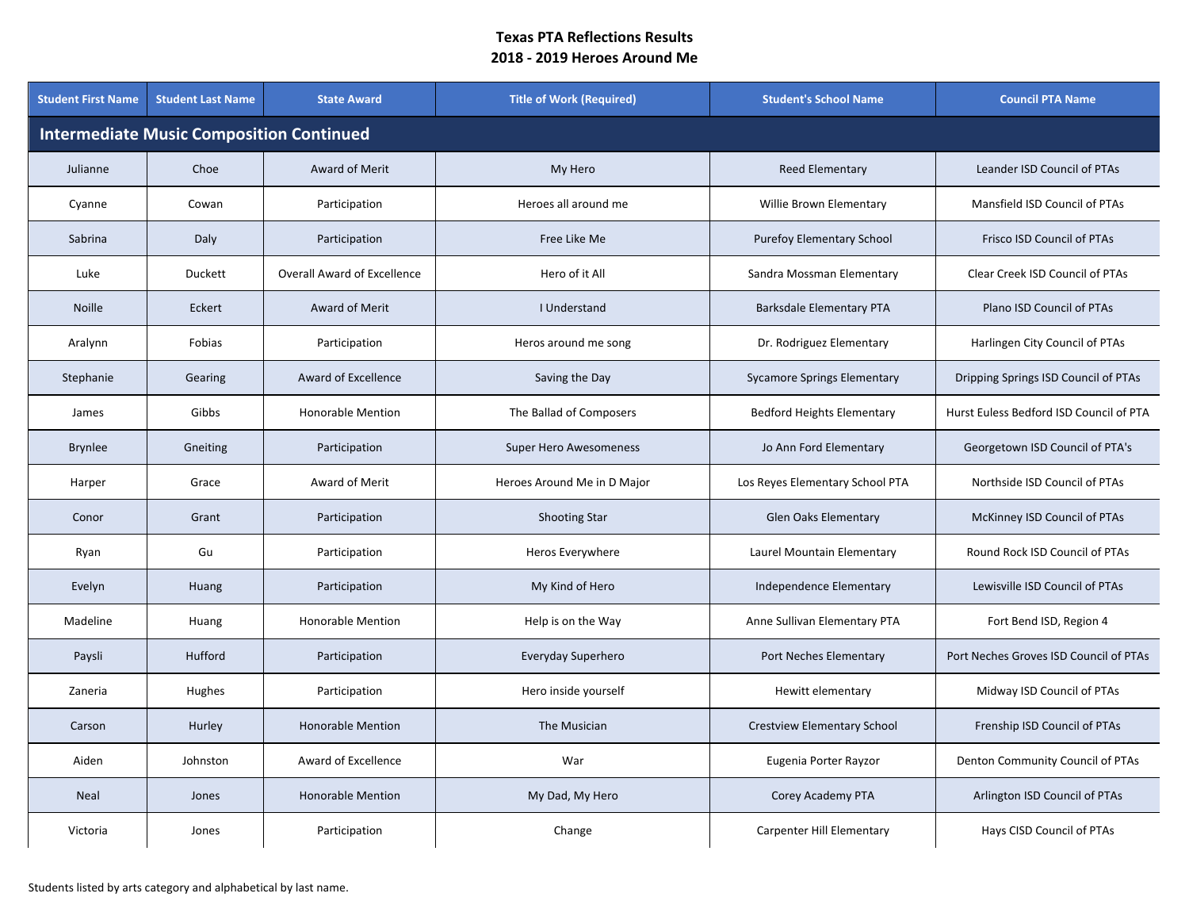**Texas PTA Reflections Results**
**2018 - 2019 Heroes Around Me**

| Student First Name | Student Last Name | State Award | Title of Work (Required) | Student's School Name | Council PTA Name |
|---|---|---|---|---|---|
| **Intermediate Music Composition Continued** | | | | | |
| Julianne | Choe | Award of Merit | My Hero | Reed Elementary | Leander ISD Council of PTAs |
| Cyanne | Cowan | Participation | Heroes all around me | Willie Brown Elementary | Mansfield ISD Council of PTAs |
| Sabrina | Daly | Participation | Free Like Me | Purefoy Elementary School | Frisco ISD Council of PTAs |
| Luke | Duckett | Overall Award of Excellence | Hero of it All | Sandra Mossman Elementary | Clear Creek ISD Council of PTAs |
| Noille | Eckert | Award of Merit | I Understand | Barksdale Elementary PTA | Plano ISD Council of PTAs |
| Aralynn | Fobias | Participation | Heros around me song | Dr. Rodriguez Elementary | Harlingen City Council of PTAs |
| Stephanie | Gearing | Award of Excellence | Saving the Day | Sycamore Springs Elementary | Dripping Springs ISD Council of PTAs |
| James | Gibbs | Honorable Mention | The Ballad of Composers | Bedford Heights Elementary | Hurst Euless Bedford ISD Council of PTA |
| Brynlee | Gneiting | Participation | Super Hero Awesomeness | Jo Ann Ford Elementary | Georgetown ISD Council of PTA's |
| Harper | Grace | Award of Merit | Heroes Around Me in D Major | Los Reyes Elementary School PTA | Northside ISD Council of PTAs |
| Conor | Grant | Participation | Shooting Star | Glen Oaks Elementary | McKinney ISD Council of PTAs |
| Ryan | Gu | Participation | Heros Everywhere | Laurel Mountain Elementary | Round Rock ISD Council of PTAs |
| Evelyn | Huang | Participation | My Kind of Hero | Independence Elementary | Lewisville ISD Council of PTAs |
| Madeline | Huang | Honorable Mention | Help is on the Way | Anne Sullivan Elementary PTA | Fort Bend ISD, Region 4 |
| Paysli | Hufford | Participation | Everyday Superhero | Port Neches Elementary | Port Neches Groves ISD Council of PTAs |
| Zaneria | Hughes | Participation | Hero inside yourself | Hewitt elementary | Midway ISD Council of PTAs |
| Carson | Hurley | Honorable Mention | The Musician | Crestview Elementary School | Frenship ISD Council of PTAs |
| Aiden | Johnston | Award of Excellence | War | Eugenia Porter Rayzor | Denton Community Council of PTAs |
| Neal | Jones | Honorable Mention | My Dad, My Hero | Corey Academy PTA | Arlington ISD Council of PTAs |
| Victoria | Jones | Participation | Change | Carpenter Hill Elementary | Hays CISD Council of PTAs |

Students listed by arts category and alphabetical by last name.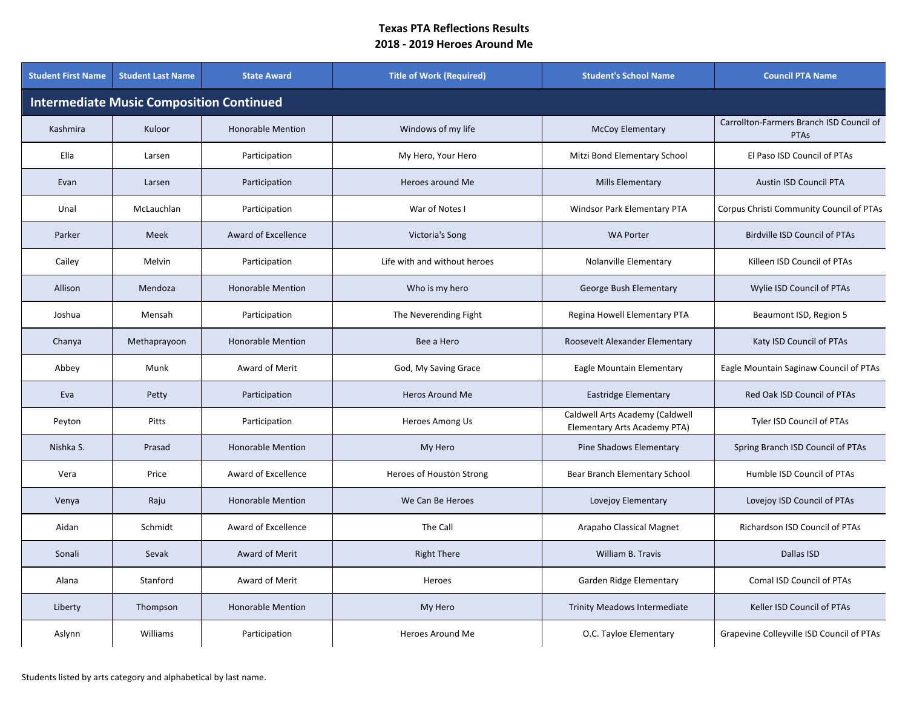# Texas PTA Reflections Results
## 2018 - 2019 Heroes Around Me

| Student First Name | Student Last Name | State Award | Title of Work (Required) | Student's School Name | Council PTA Name |
|---|---|---|---|---|---|
| **Intermediate Music Composition Continued** | | | | | |
| Kashmira | Kuloor | Honorable Mention | Windows of my life | McCoy Elementary | Carrollton-Farmers Branch ISD Council of PTAs |
| Ella | Larsen | Participation | My Hero, Your Hero | Mitzi Bond Elementary School | El Paso ISD Council of PTAs |
| Evan | Larsen | Participation | Heroes around Me | Mills Elementary | Austin ISD Council PTA |
| Unal | McLauchlan | Participation | War of Notes I | Windsor Park Elementary PTA | Corpus Christi Community Council of PTAs |
| Parker | Meek | Award of Excellence | Victoria's Song | WA Porter | Birdville ISD Council of PTAs |
| Cailey | Melvin | Participation | Life with and without heroes | Nolanville Elementary | Killeen ISD Council of PTAs |
| Allison | Mendoza | Honorable Mention | Who is my hero | George Bush Elementary | Wylie ISD Council of PTAs |
| Joshua | Mensah | Participation | The Neverending Fight | Regina Howell Elementary PTA | Beaumont ISD, Region 5 |
| Chanya | Methaprayoon | Honorable Mention | Bee a Hero | Roosevelt Alexander Elementary | Katy ISD Council of PTAs |
| Abbey | Munk | Award of Merit | God, My Saving Grace | Eagle Mountain Elementary | Eagle Mountain Saginaw Council of PTAs |
| Eva | Petty | Participation | Heros Around Me | Eastridge Elementary | Red Oak ISD Council of PTAs |
| Peyton | Pitts | Participation | Heroes Among Us | Caldwell Arts Academy (Caldwell Elementary Arts Academy PTA) | Tyler ISD Council of PTAs |
| Nishka S. | Prasad | Honorable Mention | My Hero | Pine Shadows Elementary | Spring Branch ISD Council of PTAs |
| Vera | Price | Award of Excellence | Heroes of Houston Strong | Bear Branch Elementary School | Humble ISD Council of PTAs |
| Venya | Raju | Honorable Mention | We Can Be Heroes | Lovejoy Elementary | Lovejoy ISD Council of PTAs |
| Aidan | Schmidt | Award of Excellence | The Call | Arapaho Classical Magnet | Richardson ISD Council of PTAs |
| Sonali | Sevak | Award of Merit | Right There | William B. Travis | Dallas ISD |
| Alana | Stanford | Award of Merit | Heroes | Garden Ridge Elementary | Comal ISD Council of PTAs |
| Liberty | Thompson | Honorable Mention | My Hero | Trinity Meadows Intermediate | Keller ISD Council of PTAs |
| Aslynn | Williams | Participation | Heroes Around Me | O.C. Tayloe Elementary | Grapevine Colleyville ISD Council of PTAs |

Students listed by arts category and alphabetical by last name.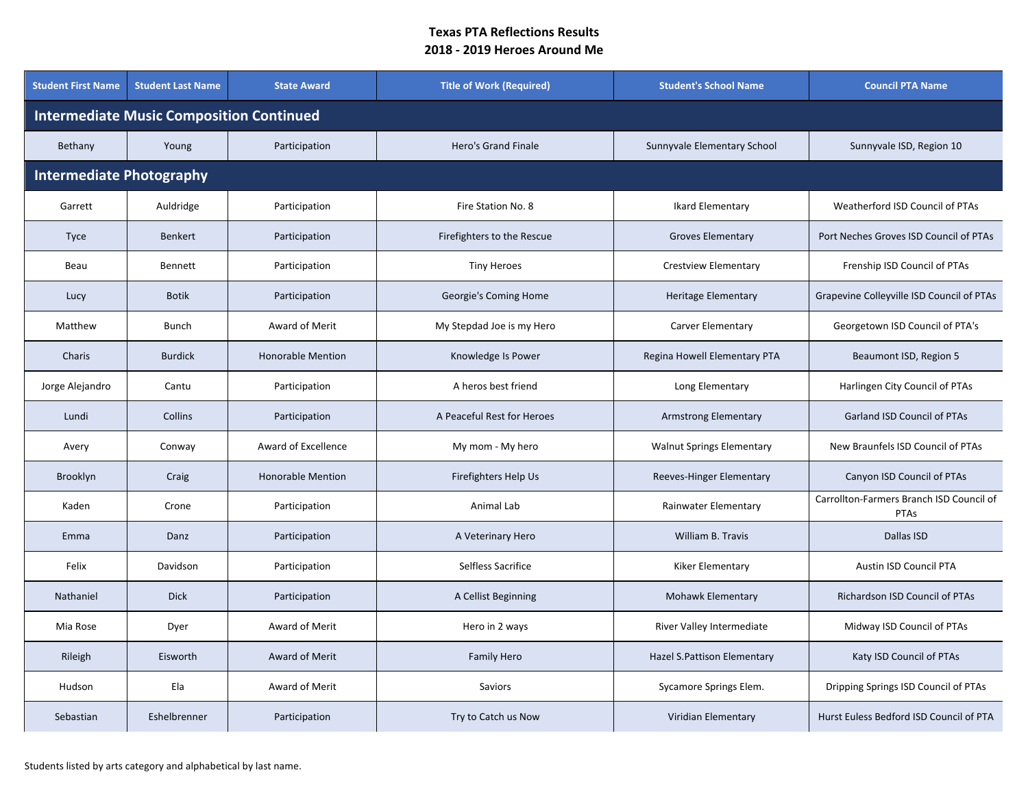**Texas PTA Reflections Results**
**2018 - 2019 Heroes Around Me**

| Student First Name | Student Last Name | State Award | Title of Work (Required) | Student's School Name | Council PTA Name |
|---|---|---|---|---|---|
| **Intermediate Music Composition Continued** | | | | | |
| Bethany | Young | Participation | Hero's Grand Finale | Sunnyvale Elementary School | Sunnyvale ISD, Region 10 |
| **Intermediate Photography** | | | | | |
| Garrett | Auldridge | Participation | Fire Station No. 8 | Ikard Elementary | Weatherford ISD Council of PTAs |
| Tyce | Benkert | Participation | Firefighters to the Rescue | Groves Elementary | Port Neches Groves ISD Council of PTAs |
| Beau | Bennett | Participation | Tiny Heroes | Crestview Elementary | Frenship ISD Council of PTAs |
| Lucy | Botik | Participation | Georgie's Coming Home | Heritage Elementary | Grapevine Colleyville ISD Council of PTAs |
| Matthew | Bunch | Award of Merit | My Stepdad Joe is my Hero | Carver Elementary | Georgetown ISD Council of PTA's |
| Charis | Burdick | Honorable Mention | Knowledge Is Power | Regina Howell Elementary PTA | Beaumont ISD, Region 5 |
| Jorge Alejandro | Cantu | Participation | A heros best friend | Long Elementary | Harlingen City Council of PTAs |
| Lundi | Collins | Participation | A Peaceful Rest for Heroes | Armstrong Elementary | Garland ISD Council of PTAs |
| Avery | Conway | Award of Excellence | My mom - My hero | Walnut Springs Elementary | New Braunfels ISD Council of PTAs |
| Brooklyn | Craig | Honorable Mention | Firefighters Help Us | Reeves-Hinger Elementary | Canyon ISD Council of PTAs |
| Kaden | Crone | Participation | Animal Lab | Rainwater Elementary | Carrollton-Farmers Branch ISD Council of PTAs |
| Emma | Danz | Participation | A Veterinary Hero | William B. Travis | Dallas ISD |
| Felix | Davidson | Participation | Selfless Sacrifice | Kiker Elementary | Austin ISD Council PTA |
| Nathaniel | Dick | Participation | A Cellist Beginning | Mohawk Elementary | Richardson ISD Council of PTAs |
| Mia Rose | Dyer | Award of Merit | Hero in 2 ways | River Valley Intermediate | Midway ISD Council of PTAs |
| Rileigh | Eisworth | Award of Merit | Family Hero | Hazel S.Pattison Elementary | Katy ISD Council of PTAs |
| Hudson | Ela | Award of Merit | Saviors | Sycamore Springs Elem. | Dripping Springs ISD Council of PTAs |
| Sebastian | Eshelbrenner | Participation | Try to Catch us Now | Viridian Elementary | Hurst Euless Bedford ISD Council of PTA |

Students listed by arts category and alphabetical by last name.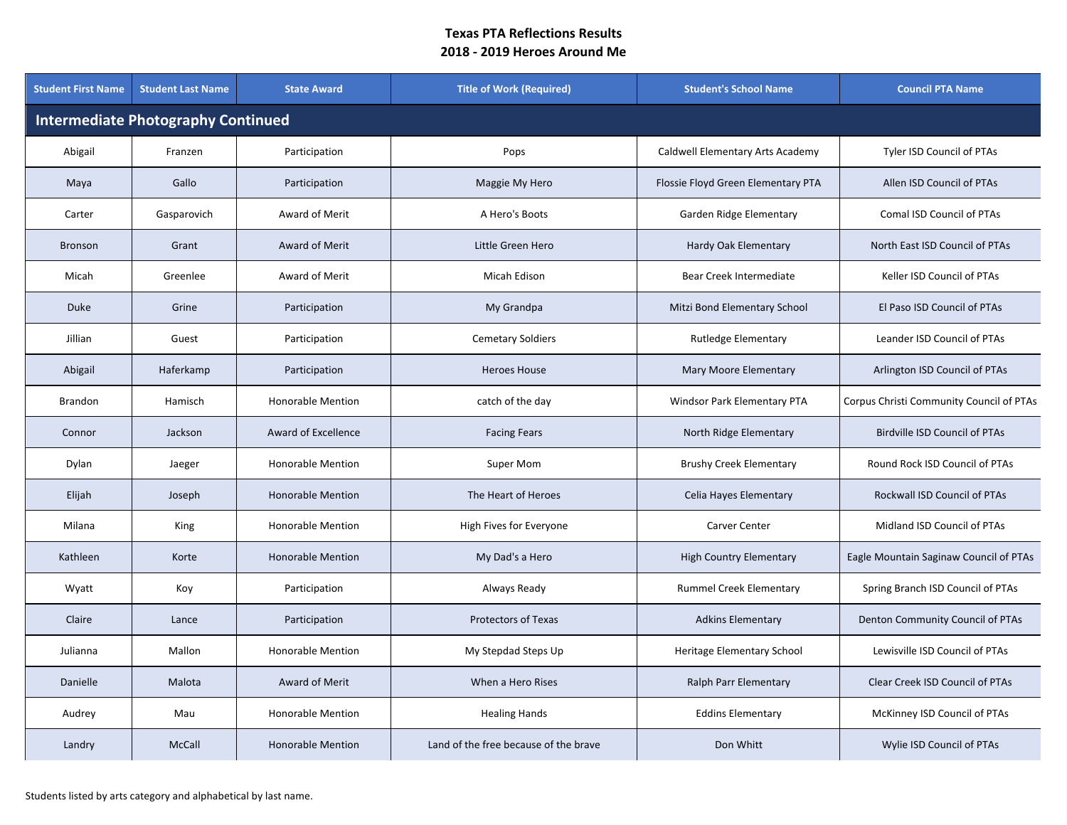# Texas PTA Reflections Results
## 2018 - 2019 Heroes Around Me

| Student First Name | Student Last Name | State Award | Title of Work (Required) | Student's School Name | Council PTA Name |
|---|---|---|---|---|---|
| **Intermediate Photography Continued** | | | | | |
| Abigail | Franzen | Participation | Pops | Caldwell Elementary Arts Academy | Tyler ISD Council of PTAs |
| Maya | Gallo | Participation | Maggie My Hero | Flossie Floyd Green Elementary PTA | Allen ISD Council of PTAs |
| Carter | Gasparovich | Award of Merit | A Hero's Boots | Garden Ridge Elementary | Comal ISD Council of PTAs |
| Bronson | Grant | Award of Merit | Little Green Hero | Hardy Oak Elementary | North East ISD Council of PTAs |
| Micah | Greenlee | Award of Merit | Micah Edison | Bear Creek Intermediate | Keller ISD Council of PTAs |
| Duke | Grine | Participation | My Grandpa | Mitzi Bond Elementary School | El Paso ISD Council of PTAs |
| Jillian | Guest | Participation | Cemetary Soldiers | Rutledge Elementary | Leander ISD Council of PTAs |
| Abigail | Haferkamp | Participation | Heroes House | Mary Moore Elementary | Arlington ISD Council of PTAs |
| Brandon | Hamisch | Honorable Mention | catch of the day | Windsor Park Elementary PTA | Corpus Christi Community Council of PTAs |
| Connor | Jackson | Award of Excellence | Facing Fears | North Ridge Elementary | Birdville ISD Council of PTAs |
| Dylan | Jaeger | Honorable Mention | Super Mom | Brushy Creek Elementary | Round Rock ISD Council of PTAs |
| Elijah | Joseph | Honorable Mention | The Heart of Heroes | Celia Hayes Elementary | Rockwall ISD Council of PTAs |
| Milana | King | Honorable Mention | High Fives for Everyone | Carver Center | Midland ISD Council of PTAs |
| Kathleen | Korte | Honorable Mention | My Dad's a Hero | High Country Elementary | Eagle Mountain Saginaw Council of PTAs |
| Wyatt | Koy | Participation | Always Ready | Rummel Creek Elementary | Spring Branch ISD Council of PTAs |
| Claire | Lance | Participation | Protectors of Texas | Adkins Elementary | Denton Community Council of PTAs |
| Julianna | Mallon | Honorable Mention | My Stepdad Steps Up | Heritage Elementary School | Lewisville ISD Council of PTAs |
| Danielle | Malota | Award of Merit | When a Hero Rises | Ralph Parr Elementary | Clear Creek ISD Council of PTAs |
| Audrey | Mau | Honorable Mention | Healing Hands | Eddins Elementary | McKinney ISD Council of PTAs |
| Landry | McCall | Honorable Mention | Land of the free because of the brave | Don Whitt | Wylie ISD Council of PTAs |

Students listed by arts category and alphabetical by last name.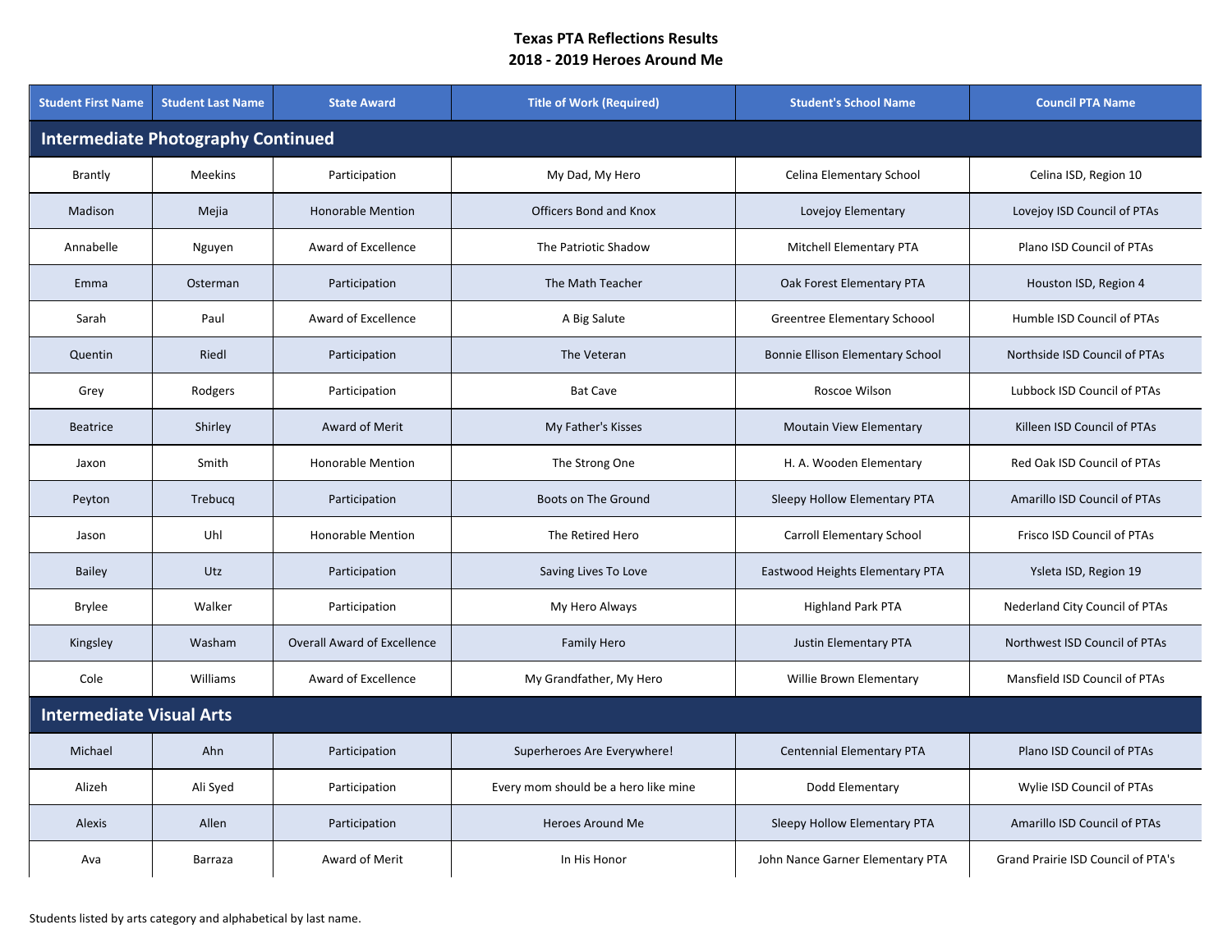**Texas PTA Reflections Results**
**2018 - 2019 Heroes Around Me**

| Student First Name | Student Last Name | State Award | Title of Work (Required) | Student's School Name | Council PTA Name |
|---|---|---|---|---|---|
| **Intermediate Photography Continued** | | | | | |
| Brantly | Meekins | Participation | My Dad, My Hero | Celina Elementary School | Celina ISD, Region 10 |
| Madison | Mejia | Honorable Mention | Officers Bond and Knox | Lovejoy Elementary | Lovejoy ISD Council of PTAs |
| Annabelle | Nguyen | Award of Excellence | The Patriotic Shadow | Mitchell Elementary PTA | Plano ISD Council of PTAs |
| Emma | Osterman | Participation | The Math Teacher | Oak Forest Elementary PTA | Houston ISD, Region 4 |
| Sarah | Paul | Award of Excellence | A Big Salute | Greentree Elementary Schoool | Humble ISD Council of PTAs |
| Quentin | Riedl | Participation | The Veteran | Bonnie Ellison Elementary School | Northside ISD Council of PTAs |
| Grey | Rodgers | Participation | Bat Cave | Roscoe Wilson | Lubbock ISD Council of PTAs |
| Beatrice | Shirley | Award of Merit | My Father's Kisses | Moutain View Elementary | Killeen ISD Council of PTAs |
| Jaxon | Smith | Honorable Mention | The Strong One | H. A. Wooden Elementary | Red Oak ISD Council of PTAs |
| Peyton | Trebucq | Participation | Boots on The Ground | Sleepy Hollow Elementary PTA | Amarillo ISD Council of PTAs |
| Jason | Uhl | Honorable Mention | The Retired Hero | Carroll Elementary School | Frisco ISD Council of PTAs |
| Bailey | Utz | Participation | Saving Lives To Love | Eastwood Heights Elementary PTA | Ysleta ISD, Region 19 |
| Brylee | Walker | Participation | My Hero Always | Highland Park PTA | Nederland City Council of PTAs |
| Kingsley | Washam | Overall Award of Excellence | Family Hero | Justin Elementary PTA | Northwest ISD Council of PTAs |
| Cole | Williams | Award of Excellence | My Grandfather, My Hero | Willie Brown Elementary | Mansfield ISD Council of PTAs |
| **Intermediate Visual Arts** | | | | | |
| Michael | Ahn | Participation | Superheroes Are Everywhere! | Centennial Elementary PTA | Plano ISD Council of PTAs |
| Alizeh | Ali Syed | Participation | Every mom should be a hero like mine | Dodd Elementary | Wylie ISD Council of PTAs |
| Alexis | Allen | Participation | Heroes Around Me | Sleepy Hollow Elementary PTA | Amarillo ISD Council of PTAs |
| Ava | Barraza | Award of Merit | In His Honor | John Nance Garner Elementary PTA | Grand Prairie ISD Council of PTA's |

Students listed by arts category and alphabetical by last name.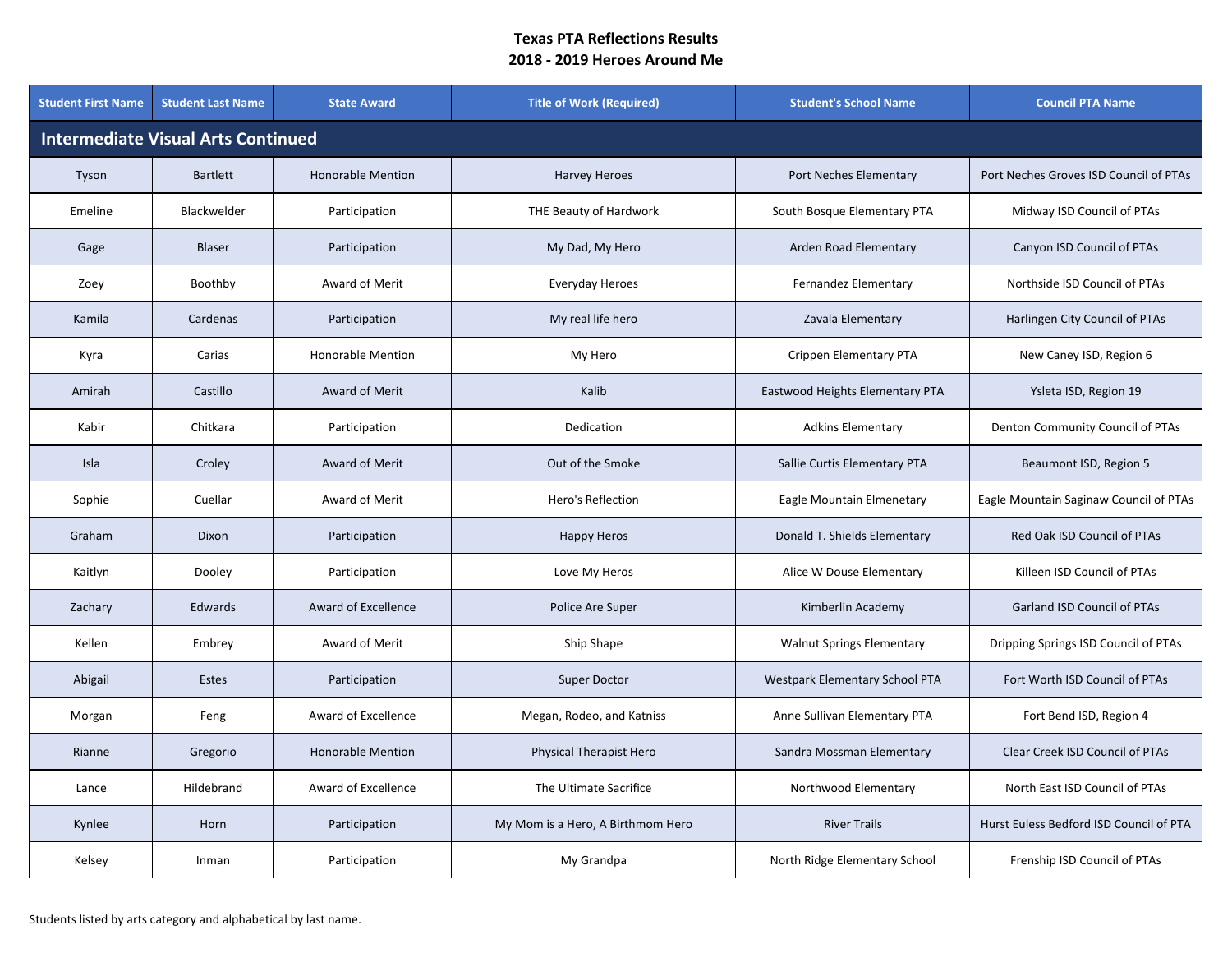**Texas PTA Reflections Results**
**2018 - 2019 Heroes Around Me**

| Student First Name | Student Last Name | State Award | Title of Work (Required) | Student's School Name | Council PTA Name |
|---|---|---|---|---|---|
| **Intermediate Visual Arts Continued** | | | | | |
| Tyson | Bartlett | Honorable Mention | Harvey Heroes | Port Neches Elementary | Port Neches Groves ISD Council of PTAs |
| Emeline | Blackwelder | Participation | THE Beauty of Hardwork | South Bosque Elementary PTA | Midway ISD Council of PTAs |
| Gage | Blaser | Participation | My Dad, My Hero | Arden Road Elementary | Canyon ISD Council of PTAs |
| Zoey | Boothby | Award of Merit | Everyday Heroes | Fernandez Elementary | Northside ISD Council of PTAs |
| Kamila | Cardenas | Participation | My real life hero | Zavala Elementary | Harlingen City Council of PTAs |
| Kyra | Carias | Honorable Mention | My Hero | Crippen Elementary PTA | New Caney ISD, Region 6 |
| Amirah | Castillo | Award of Merit | Kalib | Eastwood Heights Elementary PTA | Ysleta ISD, Region 19 |
| Kabir | Chitkara | Participation | Dedication | Adkins Elementary | Denton Community Council of PTAs |
| Isla | Croley | Award of Merit | Out of the Smoke | Sallie Curtis Elementary PTA | Beaumont ISD, Region 5 |
| Sophie | Cuellar | Award of Merit | Hero's Reflection | Eagle Mountain Elmenetary | Eagle Mountain Saginaw Council of PTAs |
| Graham | Dixon | Participation | Happy Heros | Donald T. Shields Elementary | Red Oak ISD Council of PTAs |
| Kaitlyn | Dooley | Participation | Love My Heros | Alice W Douse Elementary | Killeen ISD Council of PTAs |
| Zachary | Edwards | Award of Excellence | Police Are Super | Kimberlin Academy | Garland ISD Council of PTAs |
| Kellen | Embrey | Award of Merit | Ship Shape | Walnut Springs Elementary | Dripping Springs ISD Council of PTAs |
| Abigail | Estes | Participation | Super Doctor | Westpark Elementary School PTA | Fort Worth ISD Council of PTAs |
| Morgan | Feng | Award of Excellence | Megan, Rodeo, and Katniss | Anne Sullivan Elementary PTA | Fort Bend ISD, Region 4 |
| Rianne | Gregorio | Honorable Mention | Physical Therapist Hero | Sandra Mossman Elementary | Clear Creek ISD Council of PTAs |
| Lance | Hildebrand | Award of Excellence | The Ultimate Sacrifice | Northwood Elementary | North East ISD Council of PTAs |
| Kynlee | Horn | Participation | My Mom is a Hero, A Birthmom Hero | River Trails | Hurst Euless Bedford ISD Council of PTA |
| Kelsey | Inman | Participation | My Grandpa | North Ridge Elementary School | Frenship ISD Council of PTAs |

Students listed by arts category and alphabetical by last name.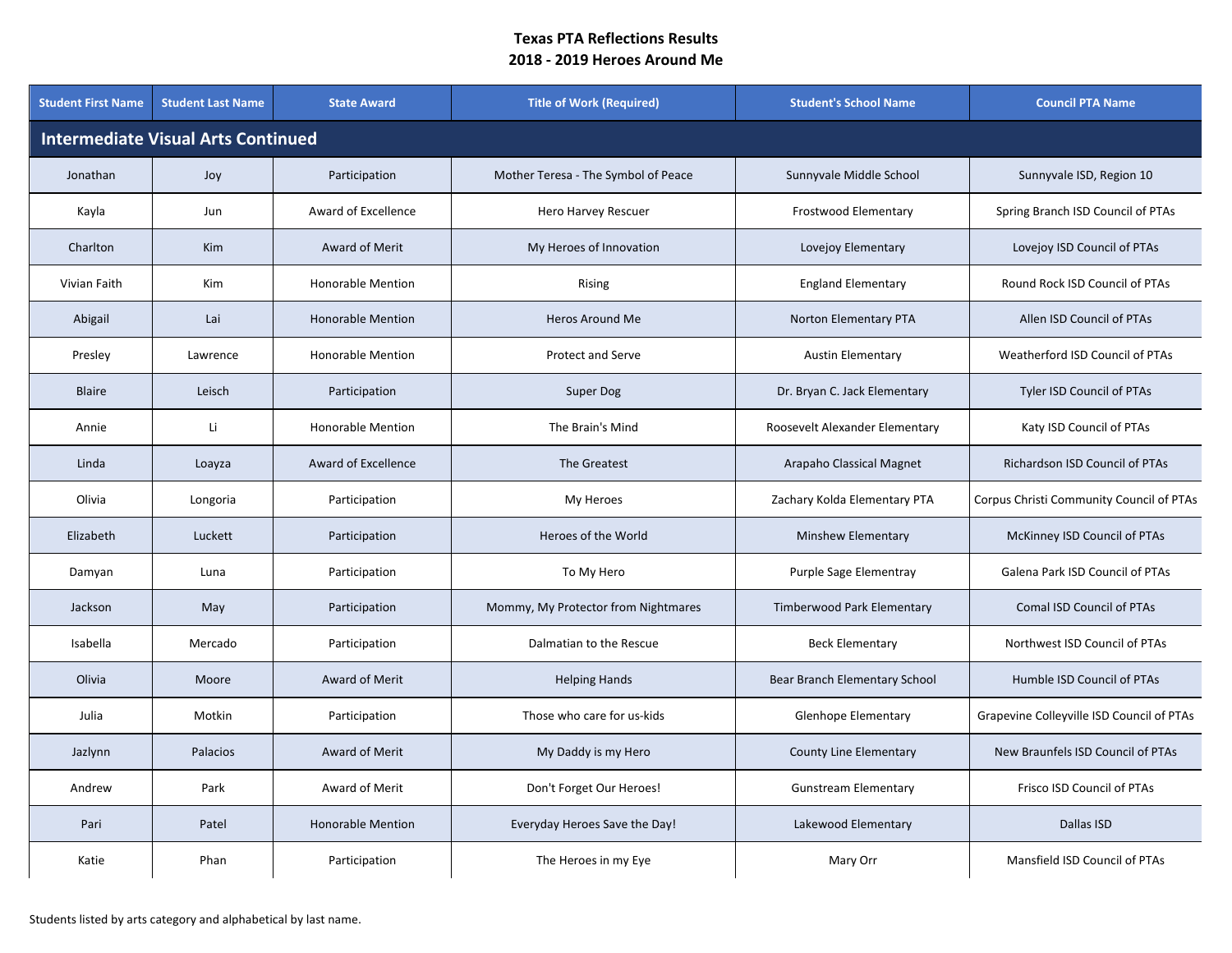**Texas PTA Reflections Results**
**2018 - 2019 Heroes Around Me**

| Student First Name | Student Last Name | State Award | Title of Work (Required) | Student's School Name | Council PTA Name |
|---|---|---|---|---|---|
| **Intermediate Visual Arts Continued** | | | | | |
| Jonathan | Joy | Participation | Mother Teresa - The Symbol of Peace | Sunnyvale Middle School | Sunnyvale ISD, Region 10 |
| Kayla | Jun | Award of Excellence | Hero Harvey Rescuer | Frostwood Elementary | Spring Branch ISD Council of PTAs |
| Charlton | Kim | Award of Merit | My Heroes of Innovation | Lovejoy Elementary | Lovejoy ISD Council of PTAs |
| Vivian Faith | Kim | Honorable Mention | Rising | England Elementary | Round Rock ISD Council of PTAs |
| Abigail | Lai | Honorable Mention | Heros Around Me | Norton Elementary PTA | Allen ISD Council of PTAs |
| Presley | Lawrence | Honorable Mention | Protect and Serve | Austin Elementary | Weatherford ISD Council of PTAs |
| Blaire | Leisch | Participation | Super Dog | Dr. Bryan C. Jack Elementary | Tyler ISD Council of PTAs |
| Annie | Li | Honorable Mention | The Brain's Mind | Roosevelt Alexander Elementary | Katy ISD Council of PTAs |
| Linda | Loayza | Award of Excellence | The Greatest | Arapaho Classical Magnet | Richardson ISD Council of PTAs |
| Olivia | Longoria | Participation | My Heroes | Zachary Kolda Elementary PTA | Corpus Christi Community Council of PTAs |
| Elizabeth | Luckett | Participation | Heroes of the World | Minshew Elementary | McKinney ISD Council of PTAs |
| Damyan | Luna | Participation | To My Hero | Purple Sage Elementray | Galena Park ISD Council of PTAs |
| Jackson | May | Participation | Mommy, My Protector from Nightmares | Timberwood Park Elementary | Comal ISD Council of PTAs |
| Isabella | Mercado | Participation | Dalmatian to the Rescue | Beck Elementary | Northwest ISD Council of PTAs |
| Olivia | Moore | Award of Merit | Helping Hands | Bear Branch Elementary School | Humble ISD Council of PTAs |
| Julia | Motkin | Participation | Those who care for us-kids | Glenhope Elementary | Grapevine Colleyville ISD Council of PTAs |
| Jazlynn | Palacios | Award of Merit | My Daddy is my Hero | County Line Elementary | New Braunfels ISD Council of PTAs |
| Andrew | Park | Award of Merit | Don't Forget Our Heroes! | Gunstream Elementary | Frisco ISD Council of PTAs |
| Pari | Patel | Honorable Mention | Everyday Heroes Save the Day! | Lakewood Elementary | Dallas ISD |
| Katie | Phan | Participation | The Heroes in my Eye | Mary Orr | Mansfield ISD Council of PTAs |

Students listed by arts category and alphabetical by last name.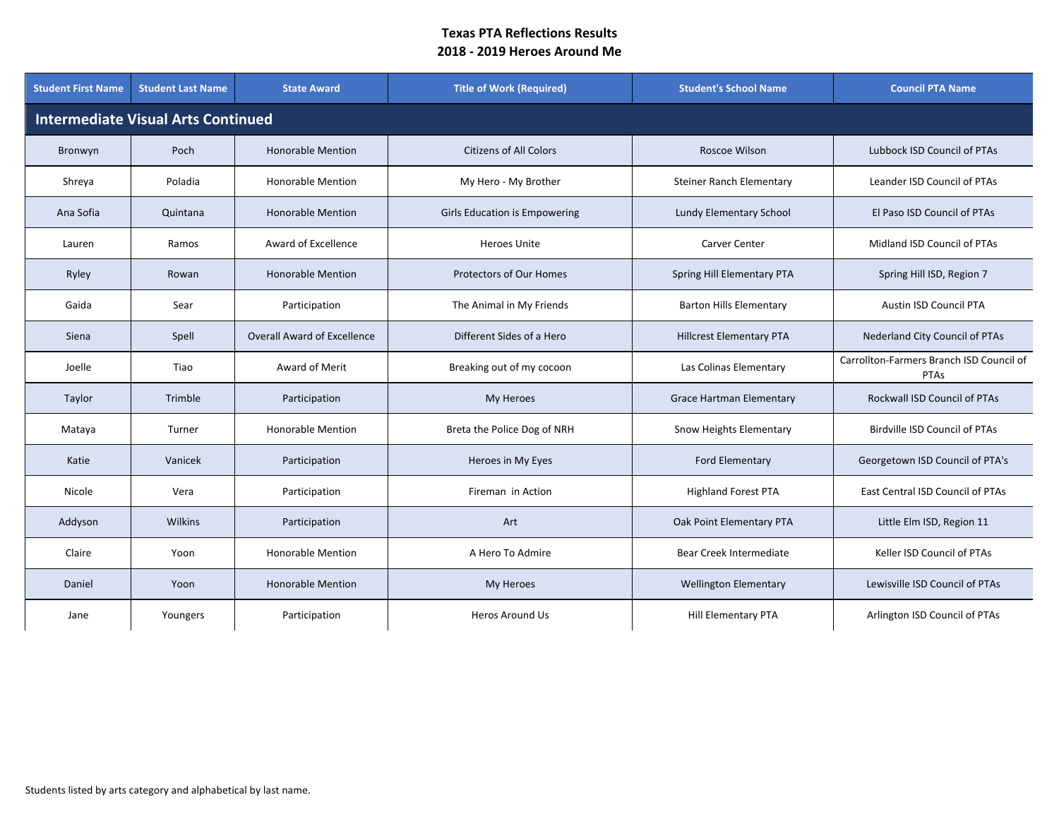# Texas PTA Reflections Results
## 2018 - 2019 Heroes Around Me

| Student First Name | Student Last Name | State Award | Title of Work (Required) | Student's School Name | Council PTA Name |
|---|---|---|---|---|---|
| **Intermediate Visual Arts Continued** | | | | | |
| Bronwyn | Poch | Honorable Mention | Citizens of All Colors | Roscoe Wilson | Lubbock ISD Council of PTAs |
| Shreya | Poladia | Honorable Mention | My Hero - My Brother | Steiner Ranch Elementary | Leander ISD Council of PTAs |
| Ana Sofia | Quintana | Honorable Mention | Girls Education is Empowering | Lundy Elementary School | El Paso ISD Council of PTAs |
| Lauren | Ramos | Award of Excellence | Heroes Unite | Carver Center | Midland ISD Council of PTAs |
| Ryley | Rowan | Honorable Mention | Protectors of Our Homes | Spring Hill Elementary PTA | Spring Hill ISD, Region 7 |
| Gaida | Sear | Participation | The Animal in My Friends | Barton Hills Elementary | Austin ISD Council PTA |
| Siena | Spell | Overall Award of Excellence | Different Sides of a Hero | Hillcrest Elementary PTA | Nederland City Council of PTAs |
| Joelle | Tiao | Award of Merit | Breaking out of my cocoon | Las Colinas Elementary | Carrollton-Farmers Branch ISD Council of PTAs |
| Taylor | Trimble | Participation | My Heroes | Grace Hartman Elementary | Rockwall ISD Council of PTAs |
| Mataya | Turner | Honorable Mention | Breta the Police Dog of NRH | Snow Heights Elementary | Birdville ISD Council of PTAs |
| Katie | Vanicek | Participation | Heroes in My Eyes | Ford Elementary | Georgetown ISD Council of PTA's |
| Nicole | Vera | Participation | Fireman in Action | Highland Forest PTA | East Central ISD Council of PTAs |
| Addyson | Wilkins | Participation | Art | Oak Point Elementary PTA | Little Elm ISD, Region 11 |
| Claire | Yoon | Honorable Mention | A Hero To Admire | Bear Creek Intermediate | Keller ISD Council of PTAs |
| Daniel | Yoon | Honorable Mention | My Heroes | Wellington Elementary | Lewisville ISD Council of PTAs |
| Jane | Youngers | Participation | Heros Around Us | Hill Elementary PTA | Arlington ISD Council of PTAs |

Students listed by arts category and alphabetical by last name.